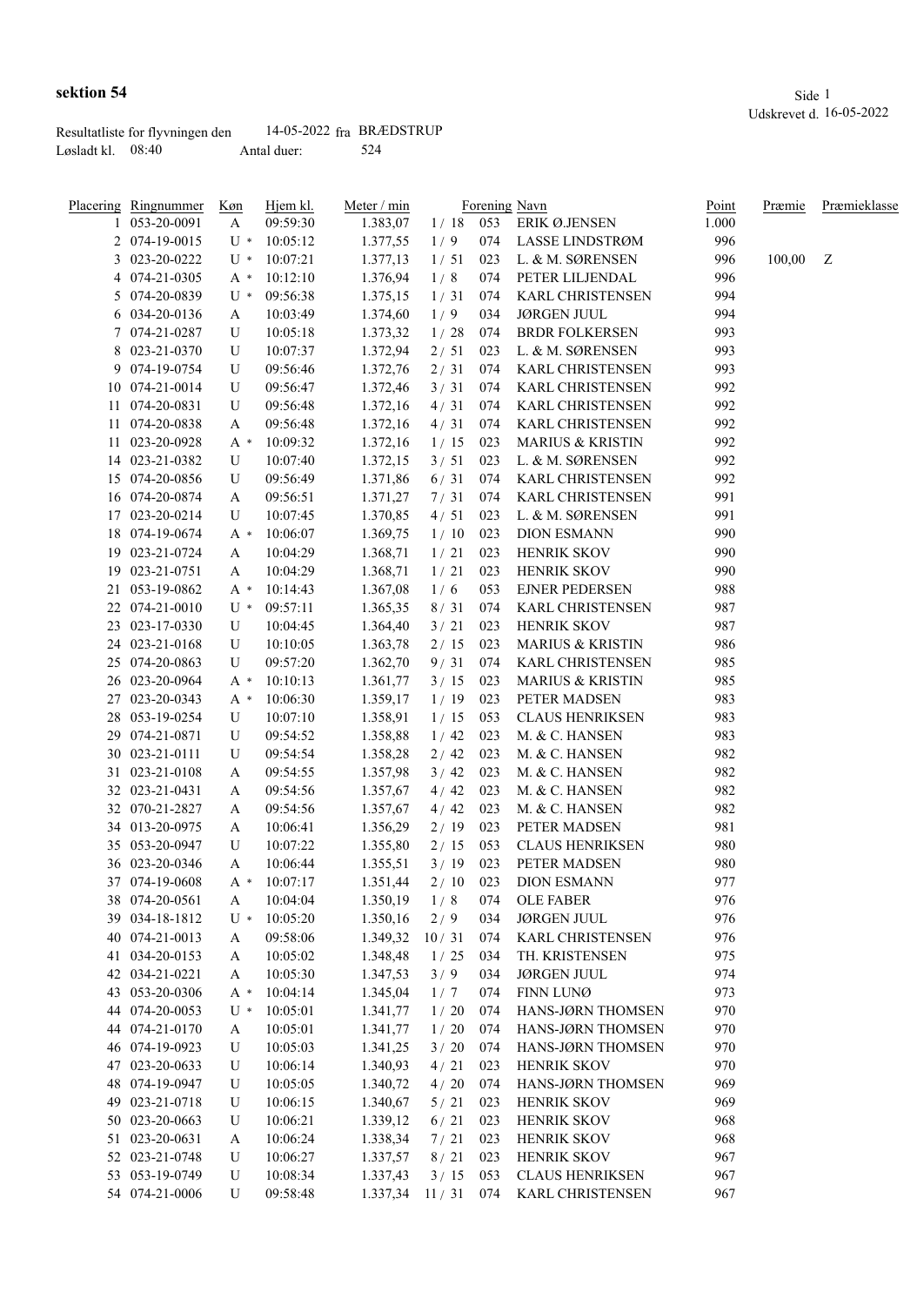**sektion 54**

Udskrevet d. 16-05-2022

Resultatliste for flyvningen den 14-05-2022 fra BRÆDSTRUP

Løsladt kl. 08:40 Antal duer: 524

| Placering | Ringnummer | Køn | Hjem kl. | Meter / min | | Forening | Navn | Point | Præmie | Præmieklasse |
|---|---|---|---|---|---|---|---|---|---|---|
| 1 | 053-20-0091 | A | 09:59:30 | 1.383,07 | 1 / 18 | 053 | ERIK Ø.JENSEN | 1.000 | | |
| 2 | 074-19-0015 | U * | 10:05:12 | 1.377,55 | 1 / 9 | 074 | LASSE LINDSTRØM | 996 | | |
| 3 | 023-20-0222 | U * | 10:07:21 | 1.377,13 | 1 / 51 | 023 | L. & M. SØRENSEN | 996 | 100,00 | Z |
| 4 | 074-21-0305 | A * | 10:12:10 | 1.376,94 | 1 / 8 | 074 | PETER LILJENDAL | 996 | | |
| 5 | 074-20-0839 | U * | 09:56:38 | 1.375,15 | 1 / 31 | 074 | KARL CHRISTENSEN | 994 | | |
| 6 | 034-20-0136 | A | 10:03:49 | 1.374,60 | 1 / 9 | 034 | JØRGEN JUUL | 994 | | |
| 7 | 074-21-0287 | U | 10:05:18 | 1.373,32 | 1 / 28 | 074 | BRDR FOLKERSEN | 993 | | |
| 8 | 023-21-0370 | U | 10:07:37 | 1.372,94 | 2 / 51 | 023 | L. & M. SØRENSEN | 993 | | |
| 9 | 074-19-0754 | U | 09:56:46 | 1.372,76 | 2 / 31 | 074 | KARL CHRISTENSEN | 993 | | |
| 10 | 074-21-0014 | U | 09:56:47 | 1.372,46 | 3 / 31 | 074 | KARL CHRISTENSEN | 992 | | |
| 11 | 074-20-0831 | U | 09:56:48 | 1.372,16 | 4 / 31 | 074 | KARL CHRISTENSEN | 992 | | |
| 11 | 074-20-0838 | A | 09:56:48 | 1.372,16 | 4 / 31 | 074 | KARL CHRISTENSEN | 992 | | |
| 11 | 023-20-0928 | A * | 10:09:32 | 1.372,16 | 1 / 15 | 023 | MARIUS & KRISTIN | 992 | | |
| 14 | 023-21-0382 | U | 10:07:40 | 1.372,15 | 3 / 51 | 023 | L. & M. SØRENSEN | 992 | | |
| 15 | 074-20-0856 | U | 09:56:49 | 1.371,86 | 6 / 31 | 074 | KARL CHRISTENSEN | 992 | | |
| 16 | 074-20-0874 | A | 09:56:51 | 1.371,27 | 7 / 31 | 074 | KARL CHRISTENSEN | 991 | | |
| 17 | 023-20-0214 | U | 10:07:45 | 1.370,85 | 4 / 51 | 023 | L. & M. SØRENSEN | 991 | | |
| 18 | 074-19-0674 | A * | 10:06:07 | 1.369,75 | 1 / 10 | 023 | DION ESMANN | 990 | | |
| 19 | 023-21-0724 | A | 10:04:29 | 1.368,71 | 1 / 21 | 023 | HENRIK SKOV | 990 | | |
| 19 | 023-21-0751 | A | 10:04:29 | 1.368,71 | 1 / 21 | 023 | HENRIK SKOV | 990 | | |
| 21 | 053-19-0862 | A * | 10:14:43 | 1.367,08 | 1 / 6 | 053 | EJNER PEDERSEN | 988 | | |
| 22 | 074-21-0010 | U * | 09:57:11 | 1.365,35 | 8 / 31 | 074 | KARL CHRISTENSEN | 987 | | |
| 23 | 023-17-0330 | U | 10:04:45 | 1.364,40 | 3 / 21 | 023 | HENRIK SKOV | 987 | | |
| 24 | 023-21-0168 | U | 10:10:05 | 1.363,78 | 2 / 15 | 023 | MARIUS & KRISTIN | 986 | | |
| 25 | 074-20-0863 | U | 09:57:20 | 1.362,70 | 9 / 31 | 074 | KARL CHRISTENSEN | 985 | | |
| 26 | 023-20-0964 | A * | 10:10:13 | 1.361,77 | 3 / 15 | 023 | MARIUS & KRISTIN | 985 | | |
| 27 | 023-20-0343 | A * | 10:06:30 | 1.359,17 | 1 / 19 | 023 | PETER MADSEN | 983 | | |
| 28 | 053-19-0254 | U | 10:07:10 | 1.358,91 | 1 / 15 | 053 | CLAUS HENRIKSEN | 983 | | |
| 29 | 074-21-0871 | U | 09:54:52 | 1.358,88 | 1 / 42 | 023 | M. & C. HANSEN | 983 | | |
| 30 | 023-21-0111 | U | 09:54:54 | 1.358,28 | 2 / 42 | 023 | M. & C. HANSEN | 982 | | |
| 31 | 023-21-0108 | A | 09:54:55 | 1.357,98 | 3 / 42 | 023 | M. & C. HANSEN | 982 | | |
| 32 | 023-21-0431 | A | 09:54:56 | 1.357,67 | 4 / 42 | 023 | M. & C. HANSEN | 982 | | |
| 32 | 070-21-2827 | A | 09:54:56 | 1.357,67 | 4 / 42 | 023 | M. & C. HANSEN | 982 | | |
| 34 | 013-20-0975 | A | 10:06:41 | 1.356,29 | 2 / 19 | 023 | PETER MADSEN | 981 | | |
| 35 | 053-20-0947 | U | 10:07:22 | 1.355,80 | 2 / 15 | 053 | CLAUS HENRIKSEN | 980 | | |
| 36 | 023-20-0346 | A | 10:06:44 | 1.355,51 | 3 / 19 | 023 | PETER MADSEN | 980 | | |
| 37 | 074-19-0608 | A * | 10:07:17 | 1.351,44 | 2 / 10 | 023 | DION ESMANN | 977 | | |
| 38 | 074-20-0561 | A | 10:04:04 | 1.350,19 | 1 / 8 | 074 | OLE FABER | 976 | | |
| 39 | 034-18-1812 | U * | 10:05:20 | 1.350,16 | 2 / 9 | 034 | JØRGEN JUUL | 976 | | |
| 40 | 074-21-0013 | A | 09:58:06 | 1.349,32 | 10 / 31 | 074 | KARL CHRISTENSEN | 976 | | |
| 41 | 034-20-0153 | A | 10:05:02 | 1.348,48 | 1 / 25 | 034 | TH. KRISTENSEN | 975 | | |
| 42 | 034-21-0221 | A | 10:05:30 | 1.347,53 | 3 / 9 | 034 | JØRGEN JUUL | 974 | | |
| 43 | 053-20-0306 | A * | 10:04:14 | 1.345,04 | 1 / 7 | 074 | FINN LUNØ | 973 | | |
| 44 | 074-20-0053 | U * | 10:05:01 | 1.341,77 | 1 / 20 | 074 | HANS-JØRN THOMSEN | 970 | | |
| 44 | 074-21-0170 | A | 10:05:01 | 1.341,77 | 1 / 20 | 074 | HANS-JØRN THOMSEN | 970 | | |
| 46 | 074-19-0923 | U | 10:05:03 | 1.341,25 | 3 / 20 | 074 | HANS-JØRN THOMSEN | 970 | | |
| 47 | 023-20-0633 | U | 10:06:14 | 1.340,93 | 4 / 21 | 023 | HENRIK SKOV | 970 | | |
| 48 | 074-19-0947 | U | 10:05:05 | 1.340,72 | 4 / 20 | 074 | HANS-JØRN THOMSEN | 969 | | |
| 49 | 023-21-0718 | U | 10:06:15 | 1.340,67 | 5 / 21 | 023 | HENRIK SKOV | 969 | | |
| 50 | 023-20-0663 | U | 10:06:21 | 1.339,12 | 6 / 21 | 023 | HENRIK SKOV | 968 | | |
| 51 | 023-20-0631 | A | 10:06:24 | 1.338,34 | 7 / 21 | 023 | HENRIK SKOV | 968 | | |
| 52 | 023-21-0748 | U | 10:06:27 | 1.337,57 | 8 / 21 | 023 | HENRIK SKOV | 967 | | |
| 53 | 053-19-0749 | U | 10:08:34 | 1.337,43 | 3 / 15 | 053 | CLAUS HENRIKSEN | 967 | | |
| 54 | 074-21-0006 | U | 09:58:48 | 1.337,34 | 11 / 31 | 074 | KARL CHRISTENSEN | 967 | | |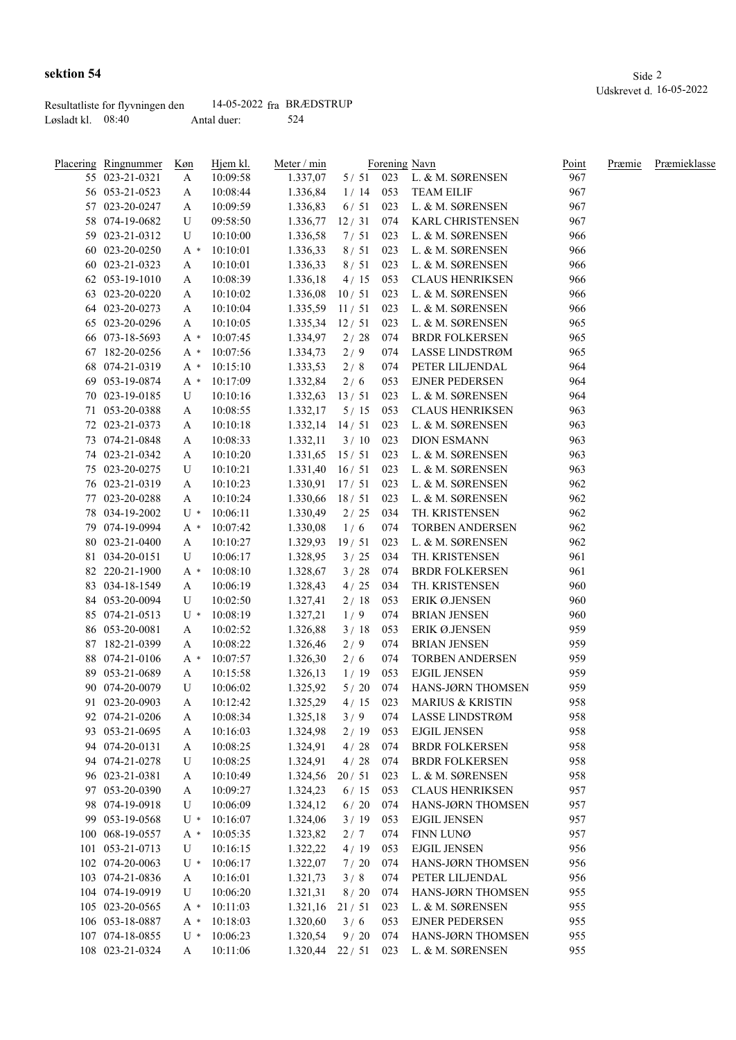**sektion 54**

Udskrevet d. 16-05-2022

Resultatliste for flyvningen den 14-05-2022 fra BRÆDSTRUP
Løsladt kl. 08:40 Antal duer: 524

| Placering | Ringnummer | Køn | Hjem kl. | Meter / min | | Forening | Navn | Point | Præmie | Præmieklasse |
|---|---|---|---|---|---|---|---|---|---|---|
| 55 | 023-21-0321 | A | 10:09:58 | 1.337,07 | 5 / 51 | 023 | L. & M. SØRENSEN | 967 | | |
| 56 | 053-21-0523 | A | 10:08:44 | 1.336,84 | 1 / 14 | 053 | TEAM EILIF | 967 | | |
| 57 | 023-20-0247 | A | 10:09:59 | 1.336,83 | 6 / 51 | 023 | L. & M. SØRENSEN | 967 | | |
| 58 | 074-19-0682 | U | 09:58:50 | 1.336,77 | 12 / 31 | 074 | KARL CHRISTENSEN | 967 | | |
| 59 | 023-21-0312 | U | 10:10:00 | 1.336,58 | 7 / 51 | 023 | L. & M. SØRENSEN | 966 | | |
| 60 | 023-20-0250 | A * | 10:10:01 | 1.336,33 | 8 / 51 | 023 | L. & M. SØRENSEN | 966 | | |
| 60 | 023-21-0323 | A | 10:10:01 | 1.336,33 | 8 / 51 | 023 | L. & M. SØRENSEN | 966 | | |
| 62 | 053-19-1010 | A | 10:08:39 | 1.336,18 | 4 / 15 | 053 | CLAUS HENRIKSEN | 966 | | |
| 63 | 023-20-0220 | A | 10:10:02 | 1.336,08 | 10 / 51 | 023 | L. & M. SØRENSEN | 966 | | |
| 64 | 023-20-0273 | A | 10:10:04 | 1.335,59 | 11 / 51 | 023 | L. & M. SØRENSEN | 966 | | |
| 65 | 023-20-0296 | A | 10:10:05 | 1.335,34 | 12 / 51 | 023 | L. & M. SØRENSEN | 965 | | |
| 66 | 073-18-5693 | A * | 10:07:45 | 1.334,97 | 2 / 28 | 074 | BRDR FOLKERSEN | 965 | | |
| 67 | 182-20-0256 | A * | 10:07:56 | 1.334,73 | 2 / 9 | 074 | LASSE LINDSTRØM | 965 | | |
| 68 | 074-21-0319 | A * | 10:15:10 | 1.333,53 | 2 / 8 | 074 | PETER LILJENDAL | 964 | | |
| 69 | 053-19-0874 | A * | 10:17:09 | 1.332,84 | 2 / 6 | 053 | EJNER PEDERSEN | 964 | | |
| 70 | 023-19-0185 | U | 10:10:16 | 1.332,63 | 13 / 51 | 023 | L. & M. SØRENSEN | 964 | | |
| 71 | 053-20-0388 | A | 10:08:55 | 1.332,17 | 5 / 15 | 053 | CLAUS HENRIKSEN | 963 | | |
| 72 | 023-21-0373 | A | 10:10:18 | 1.332,14 | 14 / 51 | 023 | L. & M. SØRENSEN | 963 | | |
| 73 | 074-21-0848 | A | 10:08:33 | 1.332,11 | 3 / 10 | 023 | DION ESMANN | 963 | | |
| 74 | 023-21-0342 | A | 10:10:20 | 1.331,65 | 15 / 51 | 023 | L. & M. SØRENSEN | 963 | | |
| 75 | 023-20-0275 | U | 10:10:21 | 1.331,40 | 16 / 51 | 023 | L. & M. SØRENSEN | 963 | | |
| 76 | 023-21-0319 | A | 10:10:23 | 1.330,91 | 17 / 51 | 023 | L. & M. SØRENSEN | 962 | | |
| 77 | 023-20-0288 | A | 10:10:24 | 1.330,66 | 18 / 51 | 023 | L. & M. SØRENSEN | 962 | | |
| 78 | 034-19-2002 | U * | 10:06:11 | 1.330,49 | 2 / 25 | 034 | TH. KRISTENSEN | 962 | | |
| 79 | 074-19-0994 | A * | 10:07:42 | 1.330,08 | 1 / 6 | 074 | TORBEN ANDERSEN | 962 | | |
| 80 | 023-21-0400 | A | 10:10:27 | 1.329,93 | 19 / 51 | 023 | L. & M. SØRENSEN | 962 | | |
| 81 | 034-20-0151 | U | 10:06:17 | 1.328,95 | 3 / 25 | 034 | TH. KRISTENSEN | 961 | | |
| 82 | 220-21-1900 | A * | 10:08:10 | 1.328,67 | 3 / 28 | 074 | BRDR FOLKERSEN | 961 | | |
| 83 | 034-18-1549 | A | 10:06:19 | 1.328,43 | 4 / 25 | 034 | TH. KRISTENSEN | 960 | | |
| 84 | 053-20-0094 | U | 10:02:50 | 1.327,41 | 2 / 18 | 053 | ERIK Ø.JENSEN | 960 | | |
| 85 | 074-21-0513 | U * | 10:08:19 | 1.327,21 | 1 / 9 | 074 | BRIAN JENSEN | 960 | | |
| 86 | 053-20-0081 | A | 10:02:52 | 1.326,88 | 3 / 18 | 053 | ERIK Ø.JENSEN | 959 | | |
| 87 | 182-21-0399 | A | 10:08:22 | 1.326,46 | 2 / 9 | 074 | BRIAN JENSEN | 959 | | |
| 88 | 074-21-0106 | A * | 10:07:57 | 1.326,30 | 2 / 6 | 074 | TORBEN ANDERSEN | 959 | | |
| 89 | 053-21-0689 | A | 10:15:58 | 1.326,13 | 1 / 19 | 053 | EJGIL JENSEN | 959 | | |
| 90 | 074-20-0079 | U | 10:06:02 | 1.325,92 | 5 / 20 | 074 | HANS-JØRN THOMSEN | 959 | | |
| 91 | 023-20-0903 | A | 10:12:42 | 1.325,29 | 4 / 15 | 023 | MARIUS & KRISTIN | 958 | | |
| 92 | 074-21-0206 | A | 10:08:34 | 1.325,18 | 3 / 9 | 074 | LASSE LINDSTRØM | 958 | | |
| 93 | 053-21-0695 | A | 10:16:03 | 1.324,98 | 2 / 19 | 053 | EJGIL JENSEN | 958 | | |
| 94 | 074-20-0131 | A | 10:08:25 | 1.324,91 | 4 / 28 | 074 | BRDR FOLKERSEN | 958 | | |
| 94 | 074-21-0278 | U | 10:08:25 | 1.324,91 | 4 / 28 | 074 | BRDR FOLKERSEN | 958 | | |
| 96 | 023-21-0381 | A | 10:10:49 | 1.324,56 | 20 / 51 | 023 | L. & M. SØRENSEN | 958 | | |
| 97 | 053-20-0390 | A | 10:09:27 | 1.324,23 | 6 / 15 | 053 | CLAUS HENRIKSEN | 957 | | |
| 98 | 074-19-0918 | U | 10:06:09 | 1.324,12 | 6 / 20 | 074 | HANS-JØRN THOMSEN | 957 | | |
| 99 | 053-19-0568 | U * | 10:16:07 | 1.324,06 | 3 / 19 | 053 | EJGIL JENSEN | 957 | | |
| 100 | 068-19-0557 | A * | 10:05:35 | 1.323,82 | 2 / 7 | 074 | FINN LUNØ | 957 | | |
| 101 | 053-21-0713 | U | 10:16:15 | 1.322,22 | 4 / 19 | 053 | EJGIL JENSEN | 956 | | |
| 102 | 074-20-0063 | U * | 10:06:17 | 1.322,07 | 7 / 20 | 074 | HANS-JØRN THOMSEN | 956 | | |
| 103 | 074-21-0836 | A | 10:16:01 | 1.321,73 | 3 / 8 | 074 | PETER LILJENDAL | 956 | | |
| 104 | 074-19-0919 | U | 10:06:20 | 1.321,31 | 8 / 20 | 074 | HANS-JØRN THOMSEN | 955 | | |
| 105 | 023-20-0565 | A * | 10:11:03 | 1.321,16 | 21 / 51 | 023 | L. & M. SØRENSEN | 955 | | |
| 106 | 053-18-0887 | A * | 10:18:03 | 1.320,60 | 3 / 6 | 053 | EJNER PEDERSEN | 955 | | |
| 107 | 074-18-0855 | U * | 10:06:23 | 1.320,54 | 9 / 20 | 074 | HANS-JØRN THOMSEN | 955 | | |
| 108 | 023-21-0324 | A | 10:11:06 | 1.320,44 | 22 / 51 | 023 | L. & M. SØRENSEN | 955 | | |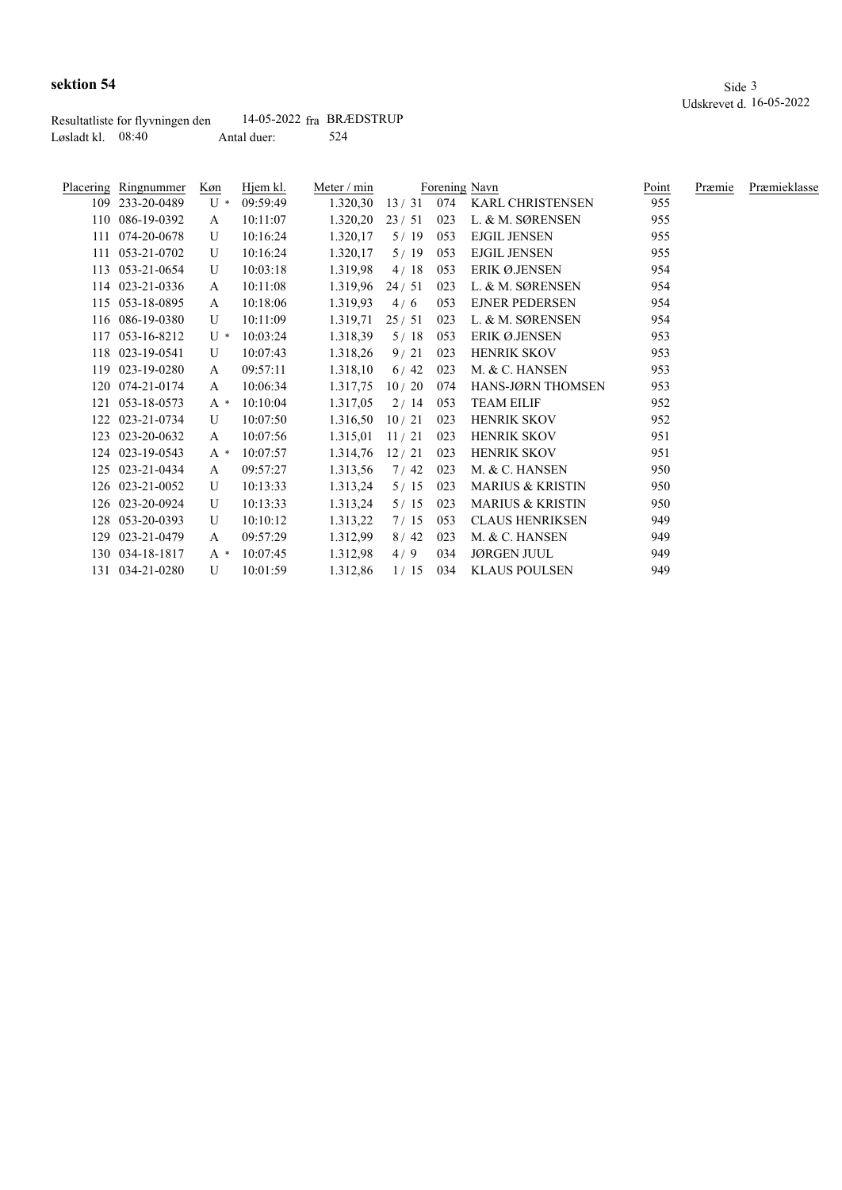**sektion 54**

Udskrevet d. 16-05-2022

Resultatliste for flyvningen den 14-05-2022 fra BRÆDSTRUP
Løsladt kl. 08:40 Antal duer: 524

| Placering | Ringnummer | Køn | Hjem kl. | Meter / min | | Forening | Navn | Point | Præmie | Præmieklasse |
|---|---|---|---|---|---|---|---|---|---|---|
| 109 | 233-20-0489 | U * | 09:59:49 | 1.320,30 | 13 / 31 | 074 | KARL CHRISTENSEN | 955 | | |
| 110 | 086-19-0392 | A | 10:11:07 | 1.320,20 | 23 / 51 | 023 | L. & M. SØRENSEN | 955 | | |
| 111 | 074-20-0678 | U | 10:16:24 | 1.320,17 | 5 / 19 | 053 | EJGIL JENSEN | 955 | | |
| 111 | 053-21-0702 | U | 10:16:24 | 1.320,17 | 5 / 19 | 053 | EJGIL JENSEN | 955 | | |
| 113 | 053-21-0654 | U | 10:03:18 | 1.319,98 | 4 / 18 | 053 | ERIK Ø.JENSEN | 954 | | |
| 114 | 023-21-0336 | A | 10:11:08 | 1.319,96 | 24 / 51 | 023 | L. & M. SØRENSEN | 954 | | |
| 115 | 053-18-0895 | A | 10:18:06 | 1.319,93 | 4 / 6 | 053 | EJNER PEDERSEN | 954 | | |
| 116 | 086-19-0380 | U | 10:11:09 | 1.319,71 | 25 / 51 | 023 | L. & M. SØRENSEN | 954 | | |
| 117 | 053-16-8212 | U * | 10:03:24 | 1.318,39 | 5 / 18 | 053 | ERIK Ø.JENSEN | 953 | | |
| 118 | 023-19-0541 | U | 10:07:43 | 1.318,26 | 9 / 21 | 023 | HENRIK SKOV | 953 | | |
| 119 | 023-19-0280 | A | 09:57:11 | 1.318,10 | 6 / 42 | 023 | M. & C. HANSEN | 953 | | |
| 120 | 074-21-0174 | A | 10:06:34 | 1.317,75 | 10 / 20 | 074 | HANS-JØRN THOMSEN | 953 | | |
| 121 | 053-18-0573 | A * | 10:10:04 | 1.317,05 | 2 / 14 | 053 | TEAM EILIF | 952 | | |
| 122 | 023-21-0734 | U | 10:07:50 | 1.316,50 | 10 / 21 | 023 | HENRIK SKOV | 952 | | |
| 123 | 023-20-0632 | A | 10:07:56 | 1.315,01 | 11 / 21 | 023 | HENRIK SKOV | 951 | | |
| 124 | 023-19-0543 | A * | 10:07:57 | 1.314,76 | 12 / 21 | 023 | HENRIK SKOV | 951 | | |
| 125 | 023-21-0434 | A | 09:57:27 | 1.313,56 | 7 / 42 | 023 | M. & C. HANSEN | 950 | | |
| 126 | 023-21-0052 | U | 10:13:33 | 1.313,24 | 5 / 15 | 023 | MARIUS & KRISTIN | 950 | | |
| 126 | 023-20-0924 | U | 10:13:33 | 1.313,24 | 5 / 15 | 023 | MARIUS & KRISTIN | 950 | | |
| 128 | 053-20-0393 | U | 10:10:12 | 1.313,22 | 7 / 15 | 053 | CLAUS HENRIKSEN | 949 | | |
| 129 | 023-21-0479 | A | 09:57:29 | 1.312,99 | 8 / 42 | 023 | M. & C. HANSEN | 949 | | |
| 130 | 034-18-1817 | A * | 10:07:45 | 1.312,98 | 4 / 9 | 034 | JØRGEN JUUL | 949 | | |
| 131 | 034-21-0280 | U | 10:01:59 | 1.312,86 | 1 / 15 | 034 | KLAUS POULSEN | 949 | | |